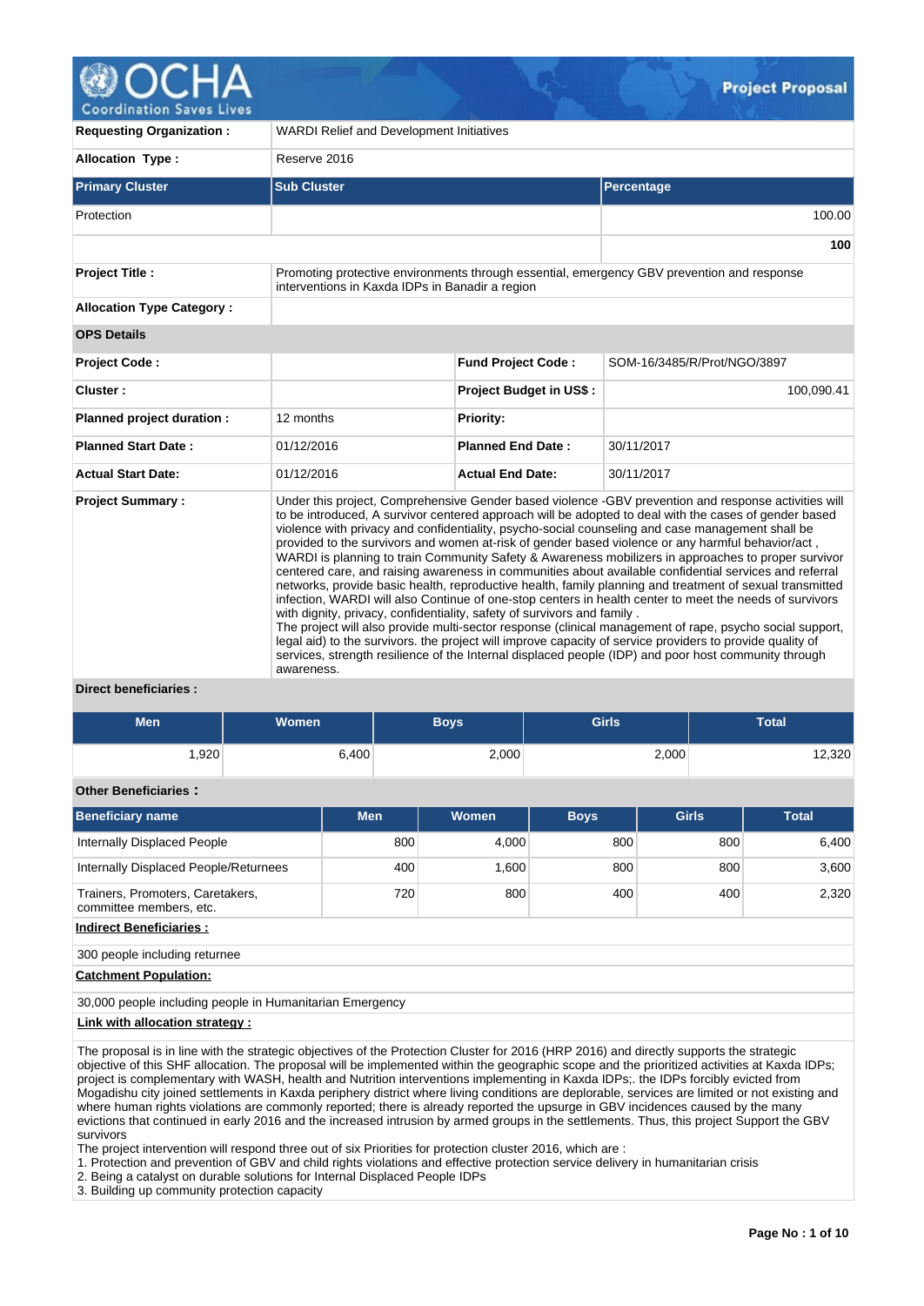# OCHA Coordination Saves Lives — Project Proposal

| | | | |
|---|---|---|---|
| **Requesting Organization :** | WARDI Relief and Development Initiatives | | |
| **Allocation Type :** | Reserve 2016 | | |

| **Primary Cluster** | **Sub Cluster** | **Percentage** |
|---|---|---|
| Protection | | 100.00 |
| | | **100** |

| | |
|---|---|
| **Project Title :** | Promoting protective environments through essential, emergency GBV prevention and response interventions in Kaxda IDPs in Banadir a region |
| **Allocation Type Category :** | |

**OPS Details**

| | | | |
|---|---|---|---|
| **Project Code :** | | **Fund Project Code :** | SOM-16/3485/R/Prot/NGO/3897 |
| **Cluster :** | | **Project Budget in US$ :** | 100,090.41 |
| **Planned project duration :** | 12 months | **Priority:** | |
| **Planned Start Date :** | 01/12/2016 | **Planned End Date :** | 30/11/2017 |
| **Actual Start Date:** | 01/12/2016 | **Actual End Date:** | 30/11/2017 |

**Project Summary :**

Under this project, Comprehensive Gender based violence -GBV prevention and response activities will to be introduced, A survivor centered approach will be adopted to deal with the cases of gender based violence with privacy and confidentiality, psycho-social counseling and case management shall be provided to the survivors and women at-risk of gender based violence or any harmful behavior/act , WARDI is planning to train Community Safety & Awareness mobilizers in approaches to proper survivor centered care, and raising awareness in communities about available confidential services and referral networks, provide basic health, reproductive health, family planning and treatment of sexual transmitted infection, WARDI will also Continue of one-stop centers in health center to meet the needs of survivors with dignity, privacy, confidentiality, safety of survivors and family .
The project will also provide multi-sector response (clinical management of rape, psycho social support, legal aid) to the survivors. the project will improve capacity of service providers to provide quality of services, strength resilience of the Internal displaced people (IDP) and poor host community through awareness.

**Direct beneficiaries :**

| Men | Women | Boys | Girls | Total |
|---|---|---|---|---|
| 1,920 | 6,400 | 2,000 | 2,000 | 12,320 |

**Other Beneficiaries :**

| Beneficiary name | Men | Women | Boys | Girls | Total |
|---|---|---|---|---|---|
| Internally Displaced People | 800 | 4,000 | 800 | 800 | 6,400 |
| Internally Displaced People/Returnees | 400 | 1,600 | 800 | 800 | 3,600 |
| Trainers, Promoters, Caretakers, committee members, etc. | 720 | 800 | 400 | 400 | 2,320 |

**Indirect Beneficiaries :**

300 people including returnee

**Catchment Population:**

30,000 people including people in Humanitarian Emergency

**Link with allocation strategy :**

The proposal is in line with the strategic objectives of the Protection Cluster for 2016 (HRP 2016) and directly supports the strategic objective of this SHF allocation. The proposal will be implemented within the geographic scope and the prioritized activities at Kaxda IDPs; project is complementary with WASH, health and Nutrition interventions implementing in Kaxda IDPs;. the IDPs forcibly evicted from Mogadishu city joined settlements in Kaxda periphery district where living conditions are deplorable, services are limited or not existing and where human rights violations are commonly reported; there is already reported the upsurge in GBV incidences caused by the many evictions that continued in early 2016 and the increased intrusion by armed groups in the settlements. Thus, this project Support the GBV survivors
The project intervention will respond three out of six Priorities for protection cluster 2016, which are :
1. Protection and prevention of GBV and child rights violations and effective protection service delivery in humanitarian crisis
2. Being a catalyst on durable solutions for Internal Displaced People IDPs
3. Building up community protection capacity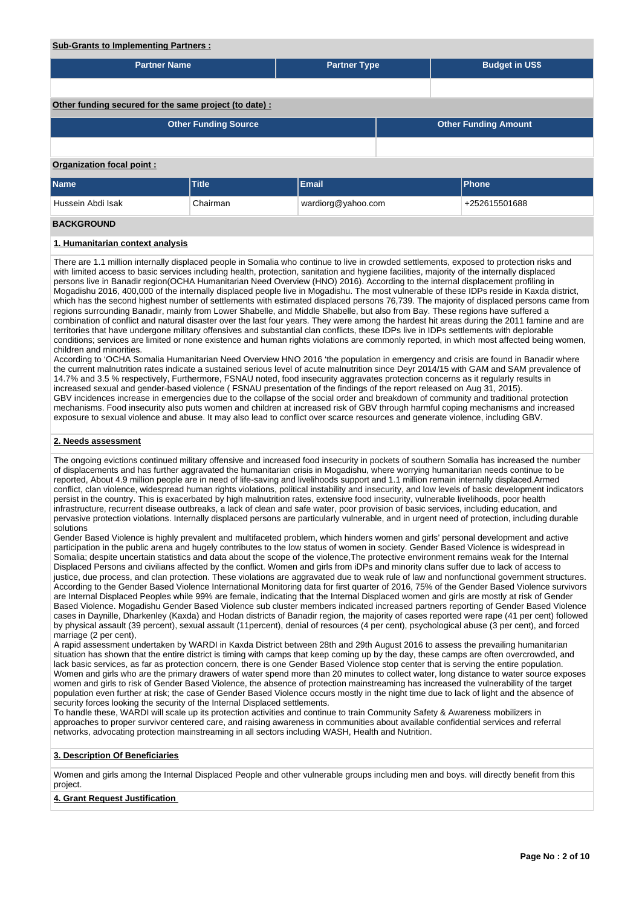**Sub-Grants to Implementing Partners :**

| Partner Name | Partner Type | Budget in US$ |
|---|---|---|
| | | |

**Other funding secured for the same project (to date) :**

| Other Funding Source | Other Funding Amount |
|---|---|
| | |

**Organization focal point :**

| Name | Title | Email | Phone |
|---|---|---|---|
| Hussein Abdi Isak | Chairman | wardiorg@yahoo.com | +252615501688 |

## BACKGROUND

### 1. Humanitarian context analysis

There are 1.1 million internally displaced people in Somalia who continue to live in crowded settlements, exposed to protection risks and with limited access to basic services including health, protection, sanitation and hygiene facilities, majority of the internally displaced persons live in Banadir region(OCHA Humanitarian Need Overview (HNO) 2016). According to the internal displacement profiling in Mogadishu 2016, 400,000 of the internally displaced people live in Mogadishu. The most vulnerable of these IDPs reside in Kaxda district, which has the second highest number of settlements with estimated displaced persons 76,739. The majority of displaced persons came from regions surrounding Banadir, mainly from Lower Shabelle, and Middle Shabelle, but also from Bay. These regions have suffered a combination of conflict and natural disaster over the last four years. They were among the hardest hit areas during the 2011 famine and are territories that have undergone military offensives and substantial clan conflicts, these IDPs live in IDPs settlements with deplorable conditions; services are limited or none existence and human rights violations are commonly reported, in which most affected being women, children and minorities.
According to 'OCHA Somalia Humanitarian Need Overview HNO 2016 'the population in emergency and crisis are found in Banadir where the current malnutrition rates indicate a sustained serious level of acute malnutrition since Deyr 2014/15 with GAM and SAM prevalence of 14.7% and 3.5 % respectively, Furthermore, FSNAU noted, food insecurity aggravates protection concerns as it regularly results in increased sexual and gender-based violence ( FSNAU presentation of the findings of the report released on Aug 31, 2015).
GBV incidences increase in emergencies due to the collapse of the social order and breakdown of community and traditional protection mechanisms. Food insecurity also puts women and children at increased risk of GBV through harmful coping mechanisms and increased exposure to sexual violence and abuse. It may also lead to conflict over scarce resources and generate violence, including GBV.

### 2. Needs assessment

The ongoing evictions continued military offensive and increased food insecurity in pockets of southern Somalia has increased the number of displacements and has further aggravated the humanitarian crisis in Mogadishu, where worrying humanitarian needs continue to be reported, About 4.9 million people are in need of life-saving and livelihoods support and 1.1 million remain internally displaced.Armed conflict, clan violence, widespread human rights violations, political instability and insecurity, and low levels of basic development indicators persist in the country. This is exacerbated by high malnutrition rates, extensive food insecurity, vulnerable livelihoods, poor health infrastructure, recurrent disease outbreaks, a lack of clean and safe water, poor provision of basic services, including education, and pervasive protection violations. Internally displaced persons are particularly vulnerable, and in urgent need of protection, including durable solutions
Gender Based Violence is highly prevalent and multifaceted problem, which hinders women and girls' personal development and active participation in the public arena and hugely contributes to the low status of women in society. Gender Based Violence is widespread in Somalia; despite uncertain statistics and data about the scope of the violence,The protective environment remains weak for the Internal Displaced Persons and civilians affected by the conflict. Women and girls from iDPs and minority clans suffer due to lack of access to justice, due process, and clan protection. These violations are aggravated due to weak rule of law and nonfunctional government structures. According to the Gender Based Violence International Monitoring data for first quarter of 2016, 75% of the Gender Based Violence survivors are Internal Displaced Peoples while 99% are female, indicating that the Internal Displaced women and girls are mostly at risk of Gender Based Violence. Mogadishu Gender Based Violence sub cluster members indicated increased partners reporting of Gender Based Violence cases in Daynille, Dharkenley (Kaxda) and Hodan districts of Banadir region, the majority of cases reported were rape (41 per cent) followed by physical assault (39 percent), sexual assault (11percent), denial of resources (4 per cent), psychological abuse (3 per cent), and forced marriage (2 per cent),
A rapid assessment undertaken by WARDI in Kaxda District between 28th and 29th August 2016 to assess the prevailing humanitarian situation has shown that the entire district is timing with camps that keep coming up by the day, these camps are often overcrowded, and lack basic services, as far as protection concern, there is one Gender Based Violence stop center that is serving the entire population. Women and girls who are the primary drawers of water spend more than 20 minutes to collect water, long distance to water source exposes women and girls to risk of Gender Based Violence, the absence of protection mainstreaming has increased the vulnerability of the target population even further at risk; the case of Gender Based Violence occurs mostly in the night time due to lack of light and the absence of security forces looking the security of the Internal Displaced settlements.
To handle these, WARDI will scale up its protection activities and continue to train Community Safety & Awareness mobilizers in approaches to proper survivor centered care, and raising awareness in communities about available confidential services and referral networks, advocating protection mainstreaming in all sectors including WASH, Health and Nutrition.

### 3. Description Of Beneficiaries

Women and girls among the Internal Displaced People and other vulnerable groups including men and boys. will directly benefit from this project.

### 4. Grant Request Justification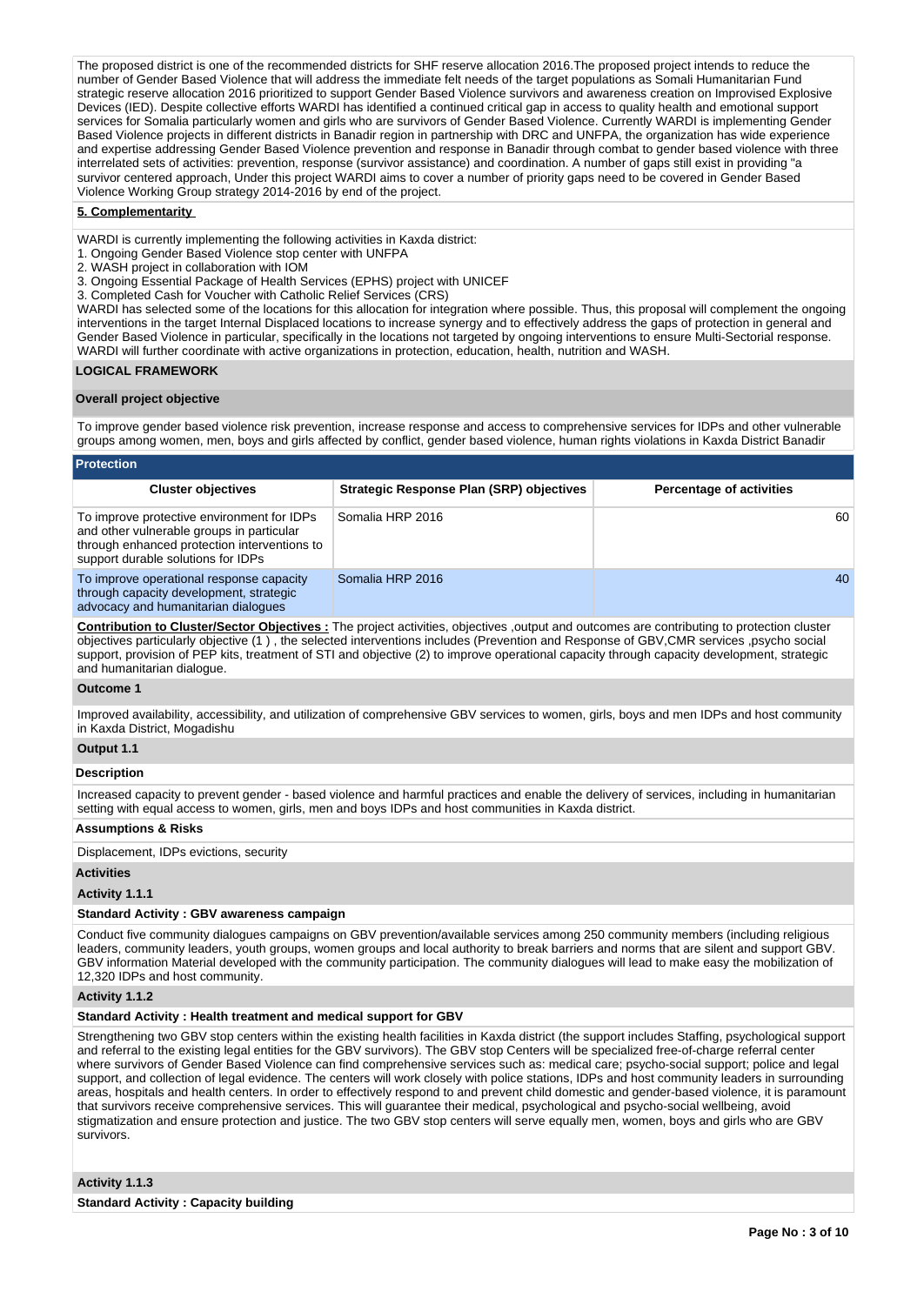The proposed district is one of the recommended districts for SHF reserve allocation 2016.The proposed project intends to reduce the number of Gender Based Violence that will address the immediate felt needs of the target populations as Somali Humanitarian Fund strategic reserve allocation 2016 prioritized to support Gender Based Violence survivors and awareness creation on Improvised Explosive Devices (IED). Despite collective efforts WARDI has identified a continued critical gap in access to quality health and emotional support services for Somalia particularly women and girls who are survivors of Gender Based Violence. Currently WARDI is implementing Gender Based Violence projects in different districts in Banadir region in partnership with DRC and UNFPA, the organization has wide experience and expertise addressing Gender Based Violence prevention and response in Banadir through combat to gender based violence with three interrelated sets of activities: prevention, response (survivor assistance) and coordination. A number of gaps still exist in providing "a survivor centered approach, Under this project WARDI aims to cover a number of priority gaps need to be covered in Gender Based Violence Working Group strategy 2014-2016 by end of the project.

**5. Complementarity**

WARDI is currently implementing the following activities in Kaxda district:
1. Ongoing Gender Based Violence stop center with UNFPA
2. WASH project in collaboration with IOM
3. Ongoing Essential Package of Health Services (EPHS) project with UNICEF
3. Completed Cash for Voucher with Catholic Relief Services (CRS)
WARDI has selected some of the locations for this allocation for integration where possible. Thus, this proposal will complement the ongoing interventions in the target Internal Displaced locations to increase synergy and to effectively address the gaps of protection in general and Gender Based Violence in particular, specifically in the locations not targeted by ongoing interventions to ensure Multi-Sectorial response. WARDI will further coordinate with active organizations in protection, education, health, nutrition and WASH.

## LOGICAL FRAMEWORK

**Overall project objective**

To improve gender based violence risk prevention, increase response and access to comprehensive services for IDPs and other vulnerable groups among women, men, boys and girls affected by conflict, gender based violence, human rights violations in Kaxda District Banadir

**Protection**

| Cluster objectives | Strategic Response Plan (SRP) objectives | Percentage of activities |
|---|---|---|
| To improve protective environment for IDPs and other vulnerable groups in particular through enhanced protection interventions to support durable solutions for IDPs | Somalia HRP 2016 | 60 |
| To improve operational response capacity through capacity development, strategic advocacy and humanitarian dialogues | Somalia HRP 2016 | 40 |

**Contribution to Cluster/Sector Objectives :** The project activities, objectives ,output and outcomes are contributing to protection cluster objectives particularly objective (1 ) , the selected interventions includes (Prevention and Response of GBV,CMR services ,psycho social support, provision of PEP kits, treatment of STI and objective (2) to improve operational capacity through capacity development, strategic and humanitarian dialogue.

**Outcome 1**

Improved availability, accessibility, and utilization of comprehensive GBV services to women, girls, boys and men IDPs and host community in Kaxda District, Mogadishu

**Output 1.1**

**Description**

Increased capacity to prevent gender - based violence and harmful practices and enable the delivery of services, including in humanitarian setting with equal access to women, girls, men and boys IDPs and host communities in Kaxda district.

**Assumptions & Risks**

Displacement, IDPs evictions, security

**Activities**

**Activity 1.1.1**

**Standard Activity : GBV awareness campaign**

Conduct five community dialogues campaigns on GBV prevention/available services among 250 community members (including religious leaders, community leaders, youth groups, women groups and local authority to break barriers and norms that are silent and support GBV. GBV information Material developed with the community participation. The community dialogues will lead to make easy the mobilization of 12,320 IDPs and host community.

**Activity 1.1.2**

**Standard Activity : Health treatment and medical support for GBV**

Strengthening two GBV stop centers within the existing health facilities in Kaxda district (the support includes Staffing, psychological support and referral to the existing legal entities for the GBV survivors). The GBV stop Centers will be specialized free-of-charge referral center where survivors of Gender Based Violence can find comprehensive services such as: medical care; psycho-social support; police and legal support, and collection of legal evidence. The centers will work closely with police stations, IDPs and host community leaders in surrounding areas, hospitals and health centers. In order to effectively respond to and prevent child domestic and gender-based violence, it is paramount that survivors receive comprehensive services. This will guarantee their medical, psychological and psycho-social wellbeing, avoid stigmatization and ensure protection and justice. The two GBV stop centers will serve equally men, women, boys and girls who are GBV survivors.

**Activity 1.1.3**

**Standard Activity : Capacity building**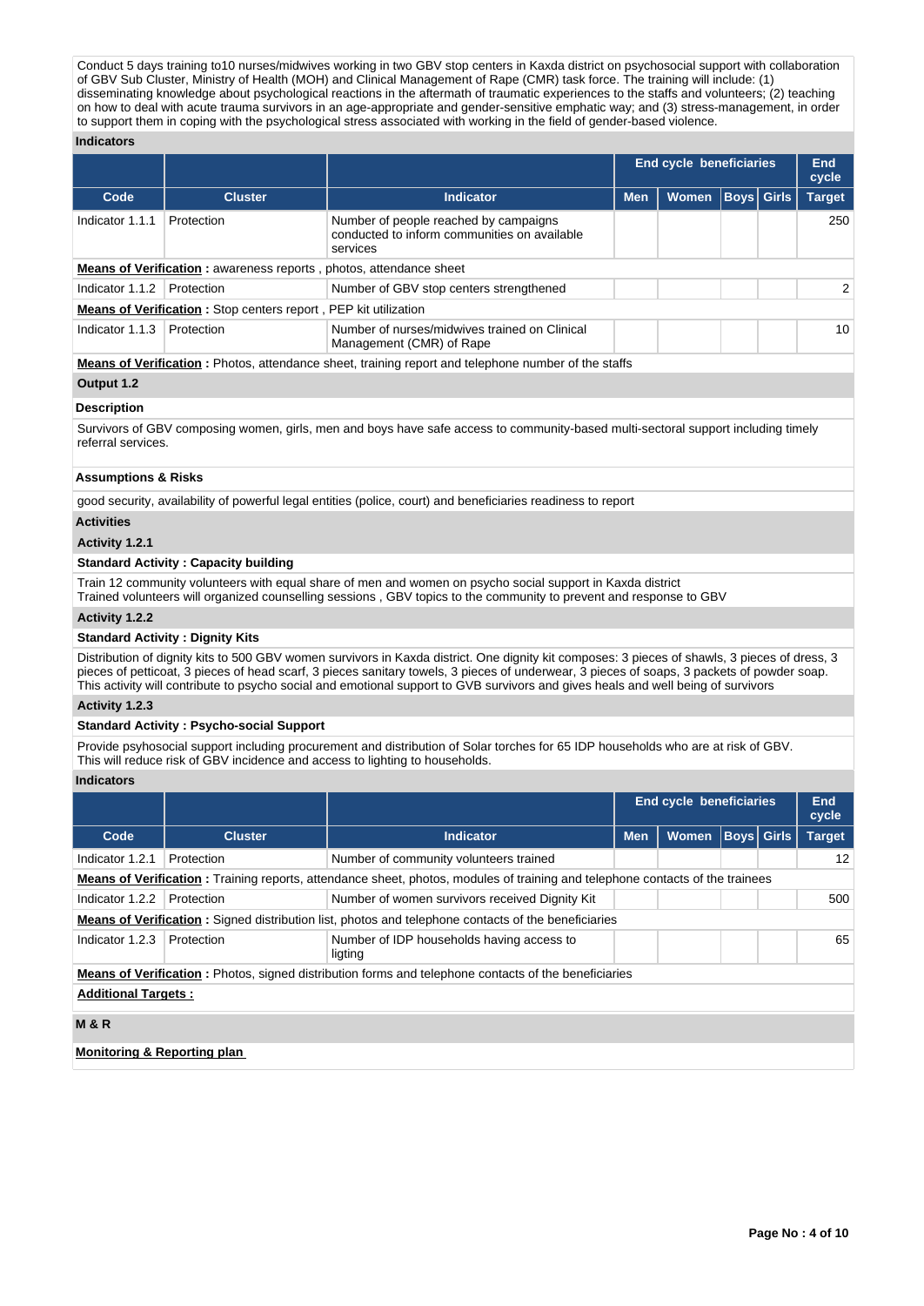Conduct 5 days training to10 nurses/midwives working in two GBV stop centers in Kaxda district on psychosocial support with collaboration of GBV Sub Cluster, Ministry of Health (MOH) and Clinical Management of Rape (CMR) task force. The training will include: (1) disseminating knowledge about psychological reactions in the aftermath of traumatic experiences to the staffs and volunteers; (2) teaching on how to deal with acute trauma survivors in an age-appropriate and gender-sensitive emphatic way; and (3) stress-management, in order to support them in coping with the psychological stress associated with working in the field of gender-based violence.

**Indicators**

| | | | End cycle beneficiaries | | | | End cycle |
|---|---|---|---|---|---|---|---|
| **Code** | **Cluster** | **Indicator** | **Men** | **Women** | **Boys** | **Girls** | **Target** |
| Indicator 1.1.1 | Protection | Number of people reached by campaigns conducted to inform communities on available services | | | | | 250 |
| **Means of Verification :** awareness reports , photos, attendance sheet | | | | | | | |
| Indicator 1.1.2 | Protection | Number of GBV stop centers strengthened | | | | | 2 |
| **Means of Verification :** Stop centers report , PEP kit utilization | | | | | | | |
| Indicator 1.1.3 | Protection | Number of nurses/midwives trained on Clinical Management (CMR) of Rape | | | | | 10 |
| **Means of Verification :** Photos, attendance sheet, training report and telephone number of the staffs | | | | | | | |

**Output 1.2**

**Description**

Survivors of GBV composing women, girls, men and boys have safe access to community-based multi-sectoral support including timely referral services.

**Assumptions & Risks**

good security, availability of powerful legal entities (police, court) and beneficiaries readiness to report

**Activities**

**Activity 1.2.1**

**Standard Activity : Capacity building**

Train 12 community volunteers with equal share of men and women on psycho social support in Kaxda district
Trained volunteers will organized counselling sessions , GBV topics to the community to prevent and response to GBV

**Activity 1.2.2**

**Standard Activity : Dignity Kits**

Distribution of dignity kits to 500 GBV women survivors in Kaxda district. One dignity kit composes: 3 pieces of shawls, 3 pieces of dress, 3 pieces of petticoat, 3 pieces of head scarf, 3 pieces sanitary towels, 3 pieces of underwear, 3 pieces of soaps, 3 packets of powder soap. This activity will contribute to psycho social and emotional support to GVB survivors and gives heals and well being of survivors

**Activity 1.2.3**

**Standard Activity : Psycho-social Support**

Provide psyhosocial support including procurement and distribution of Solar torches for 65 IDP households who are at risk of GBV. This will reduce risk of GBV incidence and access to lighting to households.

**Indicators**

| | | | End cycle beneficiaries | | | | End cycle |
|---|---|---|---|---|---|---|---|
| **Code** | **Cluster** | **Indicator** | **Men** | **Women** | **Boys** | **Girls** | **Target** |
| Indicator 1.2.1 | Protection | Number of community volunteers trained | | | | | 12 |
| **Means of Verification :** Training reports, attendance sheet, photos, modules of training and telephone contacts of the trainees | | | | | | | |
| Indicator 1.2.2 | Protection | Number of women survivors received Dignity Kit | | | | | 500 |
| **Means of Verification :** Signed distribution list, photos and telephone contacts of the beneficiaries | | | | | | | |
| Indicator 1.2.3 | Protection | Number of IDP households having access to ligting | | | | | 65 |
| **Means of Verification :** Photos, signed distribution forms and telephone contacts of the beneficiaries | | | | | | | |

**Additional Targets :**

**M & R**

**Monitoring & Reporting plan**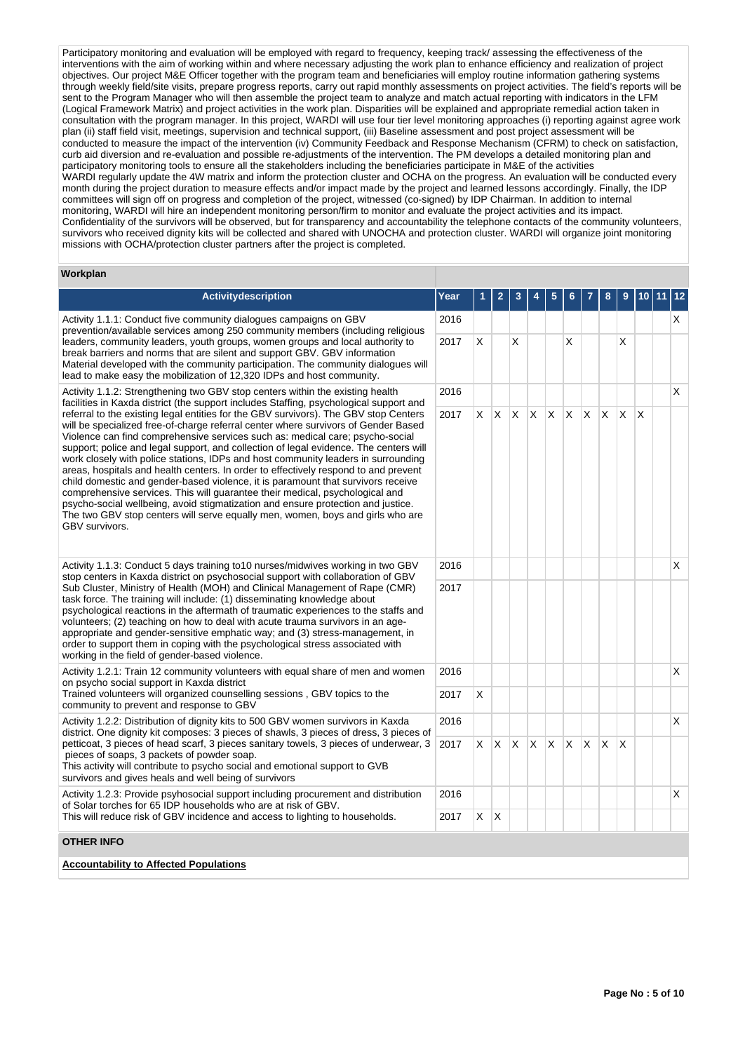Participatory monitoring and evaluation will be employed with regard to frequency, keeping track/ assessing the effectiveness of the interventions with the aim of working within and where necessary adjusting the work plan to enhance efficiency and realization of project objectives. Our project M&E Officer together with the program team and beneficiaries will employ routine information gathering systems through weekly field/site visits, prepare progress reports, carry out rapid monthly assessments on project activities. The field's reports will be sent to the Program Manager who will then assemble the project team to analyze and match actual reporting with indicators in the LFM (Logical Framework Matrix) and project activities in the work plan. Disparities will be explained and appropriate remedial action taken in consultation with the program manager. In this project, WARDI will use four tier level monitoring approaches (i) reporting against agree work plan (ii) staff field visit, meetings, supervision and technical support, (iii) Baseline assessment and post project assessment will be conducted to measure the impact of the intervention (iv) Community Feedback and Response Mechanism (CFRM) to check on satisfaction, curb aid diversion and re-evaluation and possible re-adjustments of the intervention. The PM develops a detailed monitoring plan and participatory monitoring tools to ensure all the stakeholders including the beneficiaries participate in M&E of the activities
WARDI regularly update the 4W matrix and inform the protection cluster and OCHA on the progress. An evaluation will be conducted every month during the project duration to measure effects and/or impact made by the project and learned lessons accordingly. Finally, the IDP committees will sign off on progress and completion of the project, witnessed (co-signed) by IDP Chairman. In addition to internal monitoring, WARDI will hire an independent monitoring person/firm to monitor and evaluate the project activities and its impact.
Confidentiality of the survivors will be observed, but for transparency and accountability the telephone contacts of the community volunteers, survivors who received dignity kits will be collected and shared with UNOCHA and protection cluster. WARDI will organize joint monitoring missions with OCHA/protection cluster partners after the project is completed.

## Workplan

| Activitydescription | Year | 1 | 2 | 3 | 4 | 5 | 6 | 7 | 8 | 9 | 10 | 11 | 12 |
|---|---|---|---|---|---|---|---|---|---|---|---|---|---|
| Activity 1.1.1: Conduct five community dialogues campaigns on GBV prevention/available services among 250 community members (including religious leaders, community leaders, youth groups, women groups and local authority to break barriers and norms that are silent and support GBV. GBV information Material developed with the community participation. The community dialogues will lead to make easy the mobilization of 12,320 IDPs and host community. | 2016 | | | | | | | | | | | | X |
| | 2017 | X | | X | | | X | | | X | | | |
| Activity 1.1.2: Strengthening two GBV stop centers within the existing health facilities in Kaxda district (the support includes Staffing, psychological support and referral to the existing legal entities for the GBV survivors). The GBV stop Centers will be specialized free-of-charge referral center where survivors of Gender Based Violence can find comprehensive services such as: medical care; psycho-social support; police and legal support, and collection of legal evidence. The centers will work closely with police stations, IDPs and host community leaders in surrounding areas, hospitals and health centers. In order to effectively respond to and prevent child domestic and gender-based violence, it is paramount that survivors receive comprehensive services. This will guarantee their medical, psychological and psycho-social wellbeing, avoid stigmatization and ensure protection and justice. The two GBV stop centers will serve equally men, women, boys and girls who are GBV survivors. | 2016 | | | | | | | | | | | | X |
| | 2017 | X | X | X | X | X | X | X | X | X | X | | |
| Activity 1.1.3: Conduct 5 days training to10 nurses/midwives working in two GBV stop centers in Kaxda district on psychosocial support with collaboration of GBV Sub Cluster, Ministry of Health (MOH) and Clinical Management of Rape (CMR) task force. The training will include: (1) disseminating knowledge about psychological reactions in the aftermath of traumatic experiences to the staffs and volunteers; (2) teaching on how to deal with acute trauma survivors in an age-appropriate and gender-sensitive emphatic way; and (3) stress-management, in order to support them in coping with the psychological stress associated with working in the field of gender-based violence. | 2016 | | | | | | | | | | | | X |
| | 2017 | | | | | | | | | | | | |
| Activity 1.2.1: Train 12 community volunteers with equal share of men and women on psycho social support in Kaxda district<br>Trained volunteers will organized counselling sessions , GBV topics to the community to prevent and response to GBV | 2016 | | | | | | | | | | | | X |
| | 2017 | X | | | | | | | | | | | |
| Activity 1.2.2: Distribution of dignity kits to 500 GBV women survivors in Kaxda district. One dignity kit composes: 3 pieces of shawls, 3 pieces of dress, 3 pieces of petticoat, 3 pieces of head scarf, 3 pieces sanitary towels, 3 pieces of underwear, 3 pieces of soaps, 3 packets of powder soap.<br>This activity will contribute to psycho social and emotional support to GVB survivors and gives heals and well being of survivors | 2016 | | | | | | | | | | | | X |
| | 2017 | X | X | X | X | X | X | X | X | X | | | |
| Activity 1.2.3: Provide psyhosocial support including procurement and distribution of Solar torches for 65 IDP households who are at risk of GBV.<br>This will reduce risk of GBV incidence and access to lighting to households. | 2016 | | | | | | | | | | | | X |
| | 2017 | X | X | | | | | | | | | | |

## OTHER INFO

**Accountability to Affected Populations**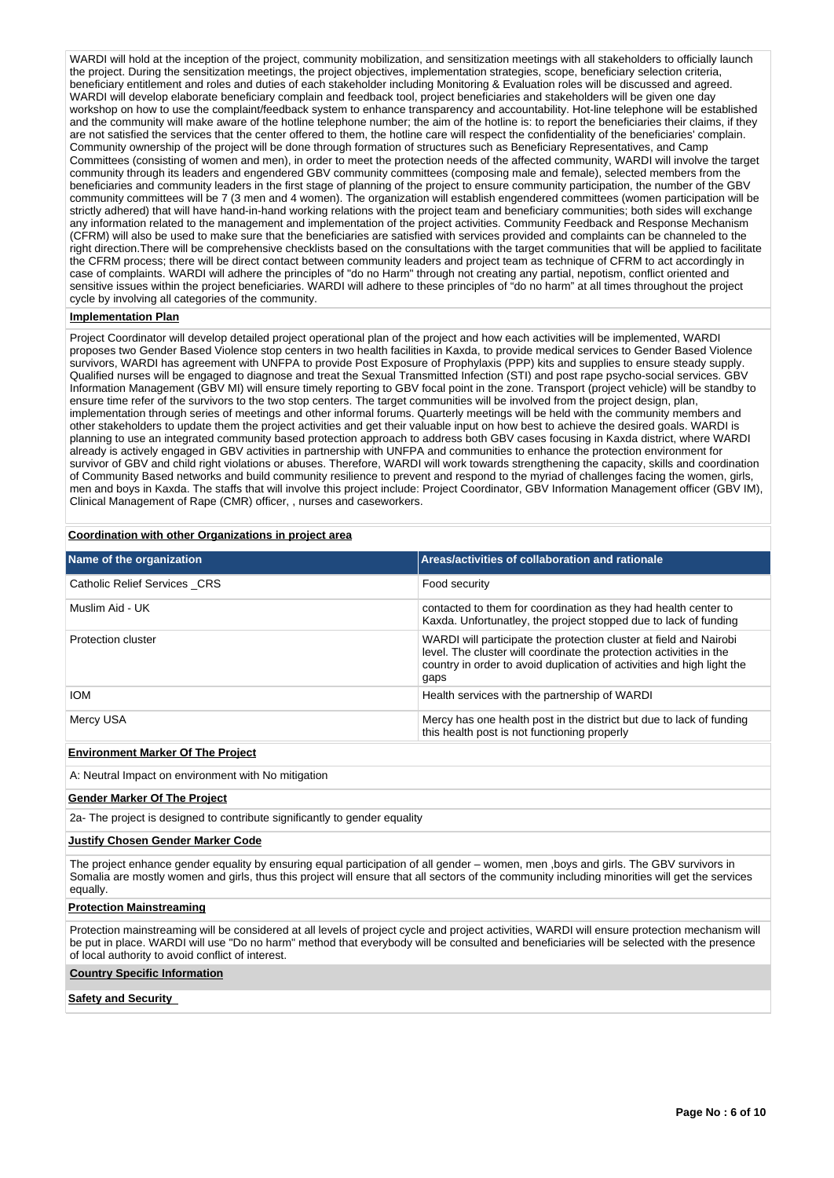WARDI will hold at the inception of the project, community mobilization, and sensitization meetings with all stakeholders to officially launch the project. During the sensitization meetings, the project objectives, implementation strategies, scope, beneficiary selection criteria, beneficiary entitlement and roles and duties of each stakeholder including Monitoring & Evaluation roles will be discussed and agreed. WARDI will develop elaborate beneficiary complain and feedback tool, project beneficiaries and stakeholders will be given one day workshop on how to use the complaint/feedback system to enhance transparency and accountability. Hot-line telephone will be established and the community will make aware of the hotline telephone number; the aim of the hotline is: to report the beneficiaries their claims, if they are not satisfied the services that the center offered to them, the hotline care will respect the confidentiality of the beneficiaries' complain. Community ownership of the project will be done through formation of structures such as Beneficiary Representatives, and Camp Committees (consisting of women and men), in order to meet the protection needs of the affected community, WARDI will involve the target community through its leaders and engendered GBV community committees (composing male and female), selected members from the beneficiaries and community leaders in the first stage of planning of the project to ensure community participation, the number of the GBV community committees will be 7 (3 men and 4 women). The organization will establish engendered committees (women participation will be strictly adhered) that will have hand-in-hand working relations with the project team and beneficiary communities; both sides will exchange any information related to the management and implementation of the project activities. Community Feedback and Response Mechanism (CFRM) will also be used to make sure that the beneficiaries are satisfied with services provided and complaints can be channeled to the right direction.There will be comprehensive checklists based on the consultations with the target communities that will be applied to facilitate the CFRM process; there will be direct contact between community leaders and project team as technique of CFRM to act accordingly in case of complaints. WARDI will adhere the principles of "do no Harm" through not creating any partial, nepotism, conflict oriented and sensitive issues within the project beneficiaries. WARDI will adhere to these principles of "do no harm" at all times throughout the project cycle by involving all categories of the community.

**Implementation Plan**

Project Coordinator will develop detailed project operational plan of the project and how each activities will be implemented, WARDI proposes two Gender Based Violence stop centers in two health facilities in Kaxda, to provide medical services to Gender Based Violence survivors, WARDI has agreement with UNFPA to provide Post Exposure of Prophylaxis (PPP) kits and supplies to ensure steady supply. Qualified nurses will be engaged to diagnose and treat the Sexual Transmitted Infection (STI) and post rape psycho-social services. GBV Information Management (GBV MI) will ensure timely reporting to GBV focal point in the zone. Transport (project vehicle) will be standby to ensure time refer of the survivors to the two stop centers. The target communities will be involved from the project design, plan, implementation through series of meetings and other informal forums. Quarterly meetings will be held with the community members and other stakeholders to update them the project activities and get their valuable input on how best to achieve the desired goals. WARDI is planning to use an integrated community based protection approach to address both GBV cases focusing in Kaxda district, where WARDI already is actively engaged in GBV activities in partnership with UNFPA and communities to enhance the protection environment for survivor of GBV and child right violations or abuses. Therefore, WARDI will work towards strengthening the capacity, skills and coordination of Community Based networks and build community resilience to prevent and respond to the myriad of challenges facing the women, girls, men and boys in Kaxda. The staffs that will involve this project include: Project Coordinator, GBV Information Management officer (GBV IM), Clinical Management of Rape (CMR) officer, , nurses and caseworkers.

**Coordination with other Organizations in project area**

| Name of the organization | Areas/activities of collaboration and rationale |
|---|---|
| Catholic Relief Services _CRS | Food security |
| Muslim Aid - UK | contacted to them for coordination as they had health center to Kaxda. Unfortunatley, the project stopped due to lack of funding |
| Protection cluster | WARDI will participate the protection cluster at field and Nairobi level. The cluster will coordinate the protection activities in the country in order to avoid duplication of activities and high light the gaps |
| IOM | Health services with the partnership of WARDI |
| Mercy USA | Mercy has one health post in the district but due to lack of funding this health post is not functioning properly |

**Environment Marker Of The Project**

A: Neutral Impact on environment with No mitigation

**Gender Marker Of The Project**

2a- The project is designed to contribute significantly to gender equality

**Justify Chosen Gender Marker Code**

The project enhance gender equality by ensuring equal participation of all gender – women, men ,boys and girls. The GBV survivors in Somalia are mostly women and girls, thus this project will ensure that all sectors of the community including minorities will get the services equally.

**Protection Mainstreaming**

Protection mainstreaming will be considered at all levels of project cycle and project activities, WARDI will ensure protection mechanism will be put in place. WARDI will use "Do no harm" method that everybody will be consulted and beneficiaries will be selected with the presence of local authority to avoid conflict of interest.

**Country Specific Information**

**Safety and Security**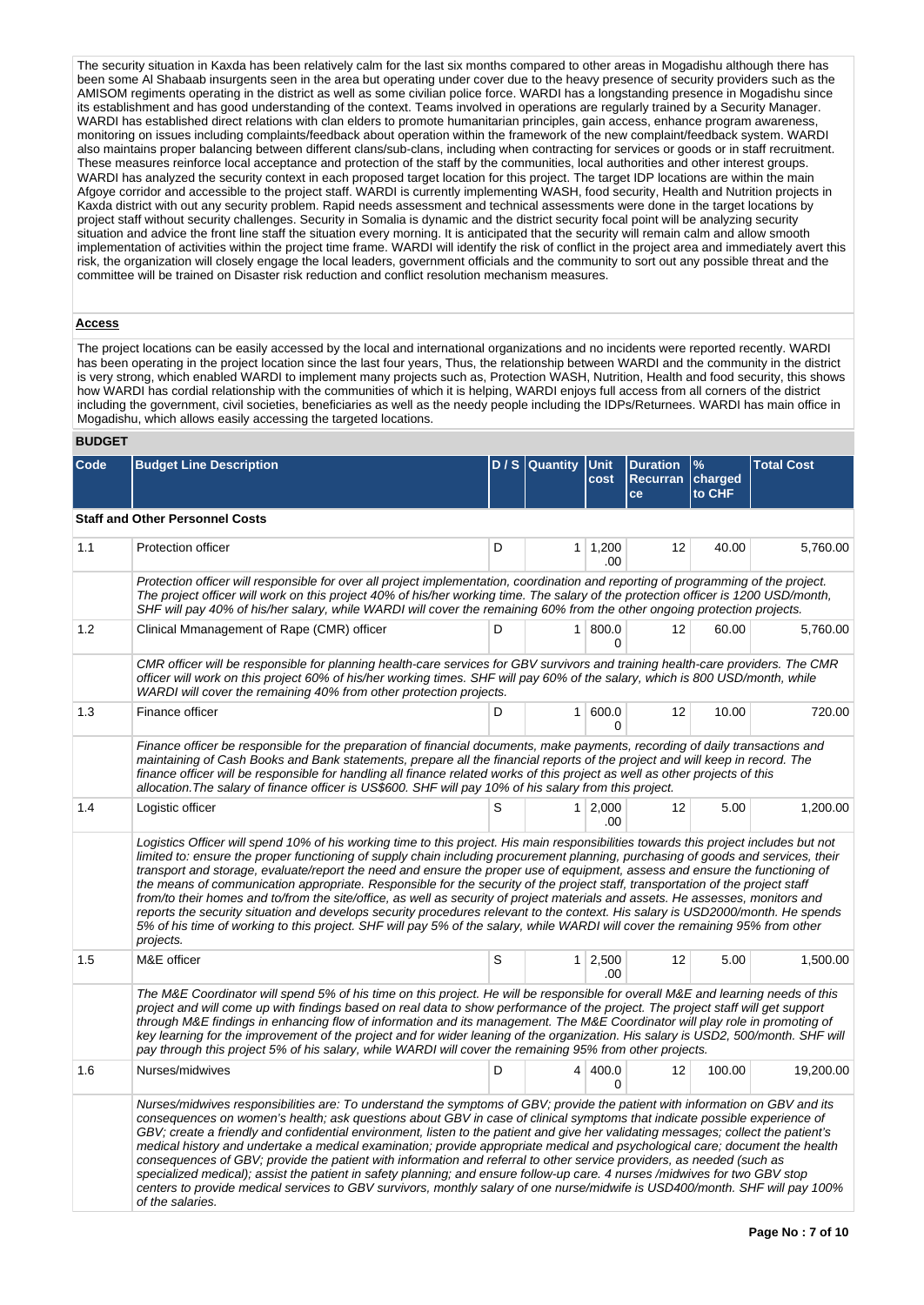The security situation in Kaxda has been relatively calm for the last six months compared to other areas in Mogadishu although there has been some Al Shabaab insurgents seen in the area but operating under cover due to the heavy presence of security providers such as the AMISOM regiments operating in the district as well as some civilian police force. WARDI has a longstanding presence in Mogadishu since its establishment and has good understanding of the context. Teams involved in operations are regularly trained by a Security Manager. WARDI has established direct relations with clan elders to promote humanitarian principles, gain access, enhance program awareness, monitoring on issues including complaints/feedback about operation within the framework of the new complaint/feedback system. WARDI also maintains proper balancing between different clans/sub-clans, including when contracting for services or goods or in staff recruitment. These measures reinforce local acceptance and protection of the staff by the communities, local authorities and other interest groups. WARDI has analyzed the security context in each proposed target location for this project. The target IDP locations are within the main Afgoye corridor and accessible to the project staff. WARDI is currently implementing WASH, food security, Health and Nutrition projects in Kaxda district with out any security problem. Rapid needs assessment and technical assessments were done in the target locations by project staff without security challenges. Security in Somalia is dynamic and the district security focal point will be analyzing security situation and advice the front line staff the situation every morning. It is anticipated that the security will remain calm and allow smooth implementation of activities within the project time frame. WARDI will identify the risk of conflict in the project area and immediately avert this risk, the organization will closely engage the local leaders, government officials and the community to sort out any possible threat and the committee will be trained on Disaster risk reduction and conflict resolution mechanism measures.

**Access**

The project locations can be easily accessed by the local and international organizations and no incidents were reported recently. WARDI has been operating in the project location since the last four years, Thus, the relationship between WARDI and the community in the district is very strong, which enabled WARDI to implement many projects such as, Protection WASH, Nutrition, Health and food security, this shows how WARDI has cordial relationship with the communities of which it is helping, WARDI enjoys full access from all corners of the district including the government, civil societies, beneficiaries as well as the needy people including the IDPs/Returnees. WARDI has main office in Mogadishu, which allows easily accessing the targeted locations.

## BUDGET

| Code | Budget Line Description | D / S | Quantity | Unit cost | Duration Recurrance | % charged to CHF | Total Cost |
|---|---|---|---|---|---|---|---|
| **Staff and Other Personnel Costs** | | | | | | | |
| 1.1 | Protection officer | D | 1 | 1,200.00 | 12 | 40.00 | 5,760.00 |
| | *Protection officer will responsible for over all project implementation, coordination and reporting of programming of the project. The project officer will work on this project 40% of his/her working time. The salary of the protection officer is 1200 USD/month, SHF will pay 40% of his/her salary, while WARDI will cover the remaining 60% from the other ongoing protection projects.* | | | | | | |
| 1.2 | Clinical Mmanagement of Rape (CMR) officer | D | 1 | 800.00 | 12 | 60.00 | 5,760.00 |
| | *CMR officer will be responsible for planning health-care services for GBV survivors and training health-care providers. The CMR officer will work on this project 60% of his/her working times. SHF will pay 60% of the salary, which is 800 USD/month, while WARDI will cover the remaining 40% from other protection projects.* | | | | | | |
| 1.3 | Finance officer | D | 1 | 600.00 | 12 | 10.00 | 720.00 |
| | *Finance officer be responsible for the preparation of financial documents, make payments, recording of daily transactions and maintaining of Cash Books and Bank statements, prepare all the financial reports of the project and will keep in record. The finance officer will be responsible for handling all finance related works of this project as well as other projects of this allocation.The salary of finance officer is US$600. SHF will pay 10% of his salary from this project.* | | | | | | |
| 1.4 | Logistic officer | S | 1 | 2,000.00 | 12 | 5.00 | 1,200.00 |
| | *Logistics Officer will spend 10% of his working time to this project. His main responsibilities towards this project includes but not limited to: ensure the proper functioning of supply chain including procurement planning, purchasing of goods and services, their transport and storage, evaluate/report the need and ensure the proper use of equipment, assess and ensure the functioning of the means of communication appropriate. Responsible for the security of the project staff, transportation of the project staff from/to their homes and to/from the site/office, as well as security of project materials and assets. He assesses, monitors and reports the security situation and develops security procedures relevant to the context. His salary is USD2000/month. He spends 5% of his time of working to this project. SHF will pay 5% of the salary, while WARDI will cover the remaining 95% from other projects.* | | | | | | |
| 1.5 | M&E officer | S | 1 | 2,500.00 | 12 | 5.00 | 1,500.00 |
| | *The M&E Coordinator will spend 5% of his time on this project. He will be responsible for overall M&E and learning needs of this project and will come up with findings based on real data to show performance of the project. The project staff will get support through M&E findings in enhancing flow of information and its management. The M&E Coordinator will play role in promoting of key learning for the improvement of the project and for wider leaning of the organization. His salary is USD2, 500/month. SHF will pay through this project 5% of his salary, while WARDI will cover the remaining 95% from other projects.* | | | | | | |
| 1.6 | Nurses/midwives | D | 4 | 400.00 | 12 | 100.00 | 19,200.00 |
| | *Nurses/midwives responsibilities are: To understand the symptoms of GBV; provide the patient with information on GBV and its consequences on women's health; ask questions about GBV in case of clinical symptoms that indicate possible experience of GBV; create a friendly and confidential environment, listen to the patient and give her validating messages; collect the patient's medical history and undertake a medical examination; provide appropriate medical and psychological care; document the health consequences of GBV; provide the patient with information and referral to other service providers, as needed (such as specialized medical); assist the patient in safety planning; and ensure follow-up care. 4 nurses /midwives for two GBV stop centers to provide medical services to GBV survivors, monthly salary of one nurse/midwife is USD400/month. SHF will pay 100% of the salaries.* | | | | | | |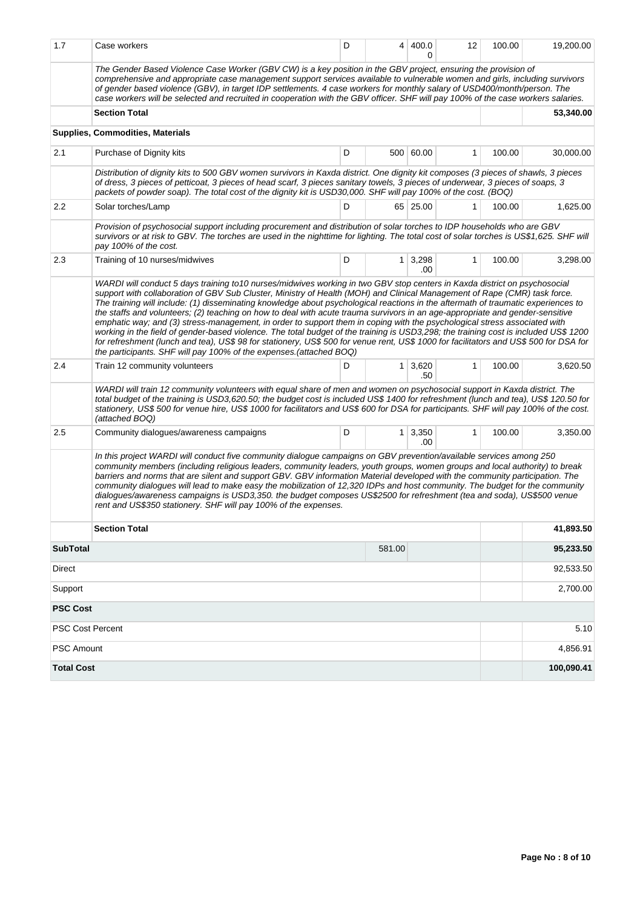| | | | | | | | |
|---|---|---|---|---|---|---|---|
| 1.7 | Case workers | D | 4 | 400.00 | 12 | 100.00 | 19,200.00 |
| | *The Gender Based Violence Case Worker (GBV CW) is a key position in the GBV project, ensuring the provision of comprehensive and appropriate case management support services available to vulnerable women and girls, including survivors of gender based violence (GBV), in target IDP settlements. 4 case workers for monthly salary of USD400/month/person. The case workers will be selected and recruited in cooperation with the GBV officer. SHF will pay 100% of the case workers salaries.* | | | | | | |
| | **Section Total** | | | | | | **53,340.00** |
| | **Supplies, Commodities, Materials** | | | | | | |
| 2.1 | Purchase of Dignity kits | D | 500 | 60.00 | 1 | 100.00 | 30,000.00 |
| | *Distribution of dignity kits to 500 GBV women survivors in Kaxda district. One dignity kit composes (3 pieces of shawls, 3 pieces of dress, 3 pieces of petticoat, 3 pieces of head scarf, 3 pieces sanitary towels, 3 pieces of underwear, 3 pieces of soaps, 3 packets of powder soap). The total cost of the dignity kit is USD30,000. SHF will pay 100% of the cost. (BOQ)* | | | | | | |
| 2.2 | Solar torches/Lamp | D | 65 | 25.00 | 1 | 100.00 | 1,625.00 |
| | *Provision of psychosocial support including procurement and distribution of solar torches to IDP households who are GBV survivors or at risk to GBV. The torches are used in the nighttime for lighting. The total cost of solar torches is US$1,625. SHF will pay 100% of the cost.* | | | | | | |
| 2.3 | Training of 10 nurses/midwives | D | 1 | 3,298.00 | 1 | 100.00 | 3,298.00 |
| | *WARDI will conduct 5 days training to10 nurses/midwives working in two GBV stop centers in Kaxda district on psychosocial support with collaboration of GBV Sub Cluster, Ministry of Health (MOH) and Clinical Management of Rape (CMR) task force. The training will include: (1) disseminating knowledge about psychological reactions in the aftermath of traumatic experiences to the staffs and volunteers; (2) teaching on how to deal with acute trauma survivors in an age-appropriate and gender-sensitive emphatic way; and (3) stress-management, in order to support them in coping with the psychological stress associated with working in the field of gender-based violence. The total budget of the training is USD3,298; the training cost is included US$ 1200 for refreshment (lunch and tea), US$ 98 for stationery, US$ 500 for venue rent, US$ 1000 for facilitators and US$ 500 for DSA for the participants. SHF will pay 100% of the expenses.(attached BOQ)* | | | | | | |
| 2.4 | Train 12 community volunteers | D | 1 | 3,620.50 | 1 | 100.00 | 3,620.50 |
| | *WARDI will train 12 community volunteers with equal share of men and women on psychosocial support in Kaxda district. The total budget of the training is USD3,620.50; the budget cost is included US$ 1400 for refreshment (lunch and tea), US$ 120.50 for stationery, US$ 500 for venue hire, US$ 1000 for facilitators and US$ 600 for DSA for participants. SHF will pay 100% of the cost. (attached BOQ)* | | | | | | |
| 2.5 | Community dialogues/awareness campaigns | D | 1 | 3,350.00 | 1 | 100.00 | 3,350.00 |
| | *In this project WARDI will conduct five community dialogue campaigns on GBV prevention/available services among 250 community members (including religious leaders, community leaders, youth groups, women groups and local authority) to break barriers and norms that are silent and support GBV. GBV information Material developed with the community participation. The community dialogues will lead to make easy the mobilization of 12,320 IDPs and host community. The budget for the community dialogues/awareness campaigns is USD3,350. the budget composes US$2500 for refreshment (tea and soda), US$500 venue rent and US$350 stationery. SHF will pay 100% of the expenses.* | | | | | | |
| | **Section Total** | | | | | | **41,893.50** |
| **SubTotal** | | | 581.00 | | | | **95,233.50** |
| Direct | | | | | | | 92,533.50 |
| Support | | | | | | | 2,700.00 |
| **PSC Cost** | | | | | | | |
| PSC Cost Percent | | | | | | | 5.10 |
| PSC Amount | | | | | | | 4,856.91 |
| **Total Cost** | | | | | | | **100,090.41** |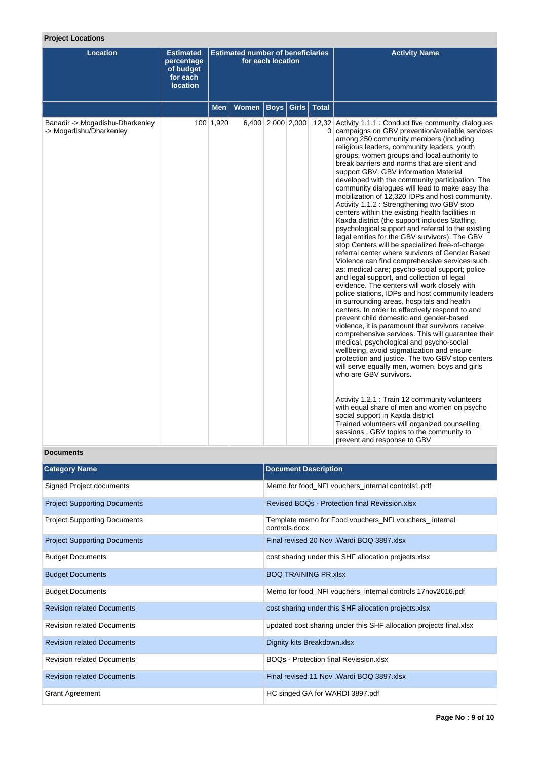**Project Locations**

| Location | Estimated percentage of budget for each location | Estimated number of beneficiaries for each location | | | | | Activity Name |
|---|---|---|---|---|---|---|---|
| | | Men | Women | Boys | Girls | Total | |
| Banadir -> Mogadishu-Dharkenley -> Mogadishu/Dharkenley | 100 | 1,920 | 6,400 | 2,000 | 2,000 | 12,320 | Activity 1.1.1 : Conduct five community dialogues campaigns on GBV prevention/available services among 250 community members (including religious leaders, community leaders, youth groups, women groups and local authority to break barriers and norms that are silent and support GBV. GBV information Material developed with the community participation. The community dialogues will lead to make easy the mobilization of 12,320 IDPs and host community.<br>Activity 1.1.2 : Strengthening two GBV stop centers within the existing health facilities in Kaxda district (the support includes Staffing, psychological support and referral to the existing legal entities for the GBV survivors). The GBV stop Centers will be specialized free-of-charge referral center where survivors of Gender Based Violence can find comprehensive services such as: medical care; psycho-social support; police and legal support, and collection of legal evidence. The centers will work closely with police stations, IDPs and host community leaders in surrounding areas, hospitals and health centers. In order to effectively respond to and prevent child domestic and gender-based violence, it is paramount that survivors receive comprehensive services. This will guarantee their medical, psychological and psycho-social wellbeing, avoid stigmatization and ensure protection and justice. The two GBV stop centers will serve equally men, women, boys and girls who are GBV survivors.<br><br>Activity 1.2.1 : Train 12 community volunteers with equal share of men and women on psycho social support in Kaxda district<br>Trained volunteers will organized counselling sessions , GBV topics to the community to prevent and response to GBV |

**Documents**

| Category Name | Document Description |
|---|---|
| Signed Project documents | Memo for food_NFI vouchers_internal controls1.pdf |
| Project Supporting Documents | Revised BOQs - Protection final Revission.xlsx |
| Project Supporting Documents | Template memo for Food vouchers_NFI vouchers_ internal controls.docx |
| Project Supporting Documents | Final revised 20 Nov .Wardi BOQ 3897.xlsx |
| Budget Documents | cost sharing under this SHF allocation projects.xlsx |
| Budget Documents | BOQ TRAINING PR.xlsx |
| Budget Documents | Memo for food_NFI vouchers_internal controls 17nov2016.pdf |
| Revision related Documents | cost sharing under this SHF allocation projects.xlsx |
| Revision related Documents | updated cost sharing under this SHF allocation projects final.xlsx |
| Revision related Documents | Dignity kits Breakdown.xlsx |
| Revision related Documents | BOQs - Protection final Revission.xlsx |
| Revision related Documents | Final revised 11 Nov .Wardi BOQ 3897.xlsx |
| Grant Agreement | HC singed GA for WARDI 3897.pdf |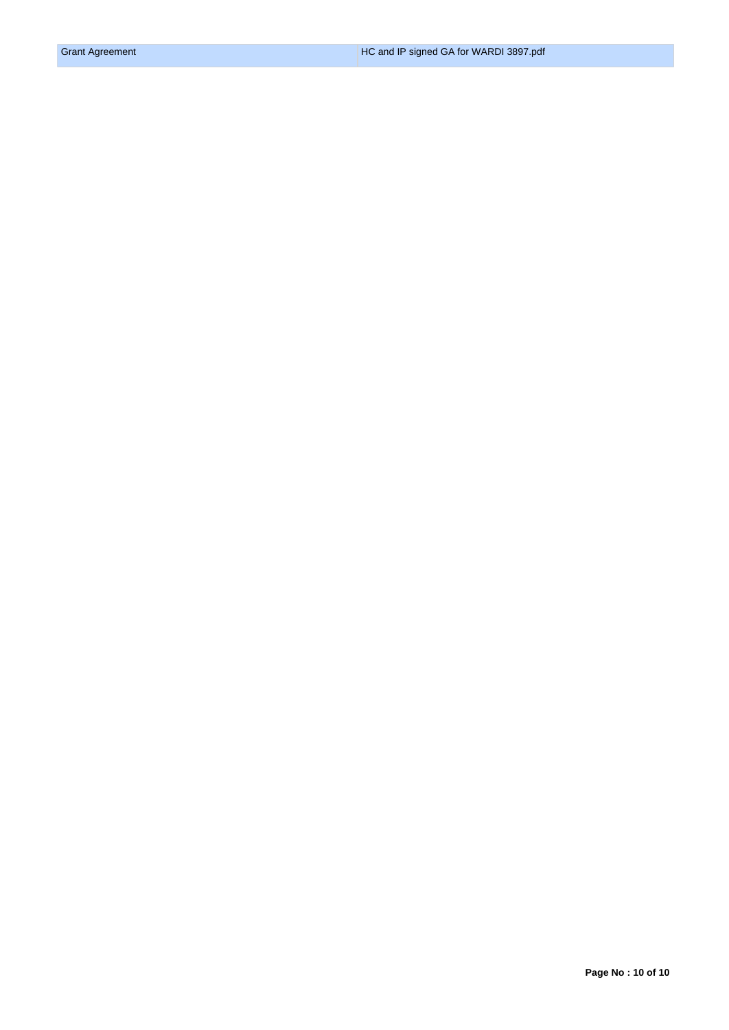| | |
|---|---|
| Grant Agreement | HC and IP signed GA for WARDI 3897.pdf |